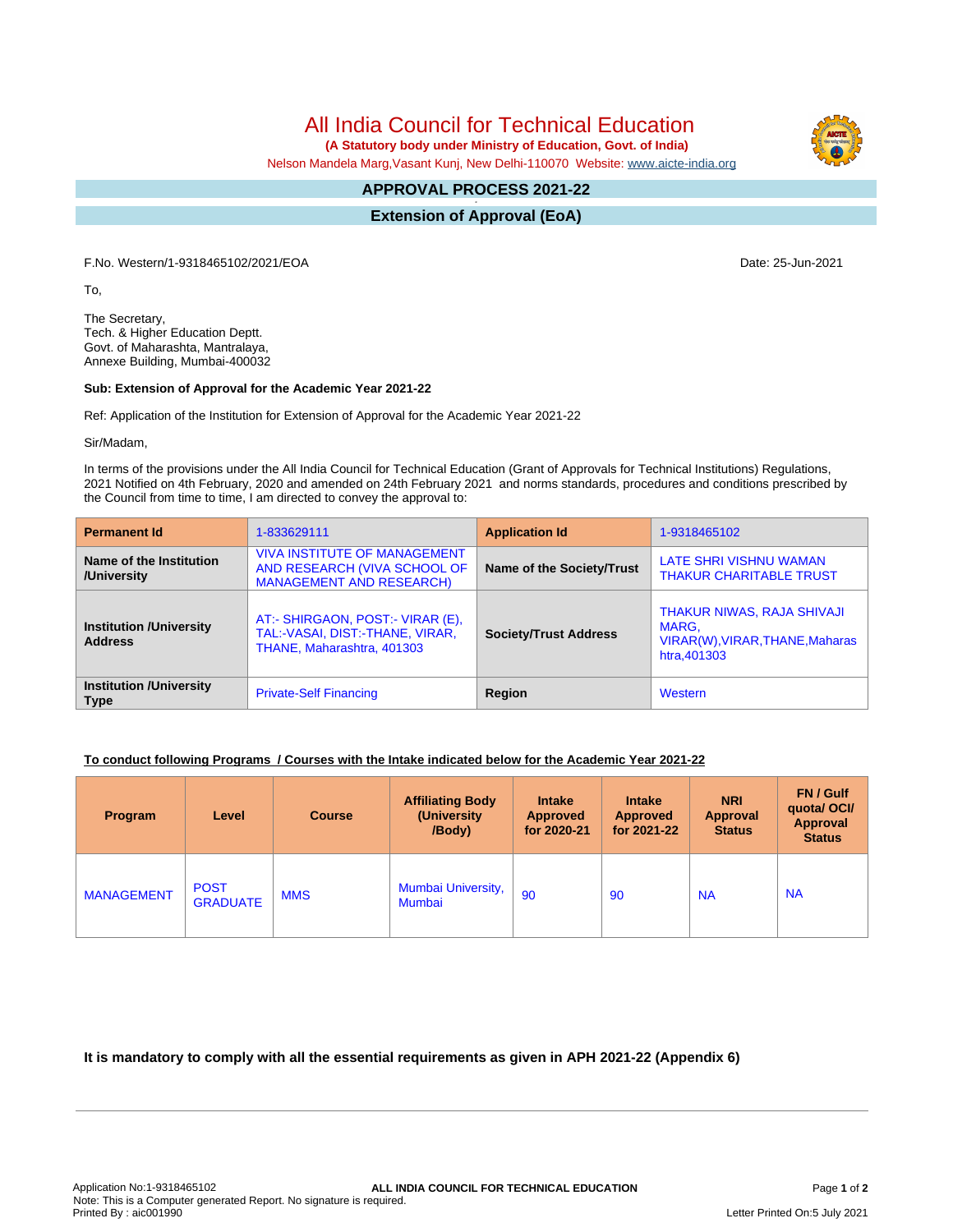# All India Council for Technical Education

**(A Statutory body under Ministry of Education, Govt. of India)**

Nelson Mandela Marg,Vasant Kunj, New Delhi-110070 Website: www.aicte-india.org

## APPROVAL PROCESS 2021-22

## Extension of Approval (EoA)

F.No. Western/1-9318465102/2021/EOA

Date: 25-Jun-2021

To,

The Secretary,
Tech. & Higher Education Deptt.
Govt. of Maharashta, Mantralaya,
Annexe Building, Mumbai-400032

**Sub: Extension of Approval for the Academic Year 2021-22**

Ref: Application of the Institution for Extension of Approval for the Academic Year 2021-22

Sir/Madam,

In terms of the provisions under the All India Council for Technical Education (Grant of Approvals for Technical Institutions) Regulations, 2021 Notified on 4th February, 2020 and amended on 24th February 2021 and norms standards, procedures and conditions prescribed by the Council from time to time, I am directed to convey the approval to:

| **Permanent Id** | 1-833629111 | **Application Id** | 1-9318465102 |
|---|---|---|---|
| **Name of the Institution /University** | VIVA INSTITUTE OF MANAGEMENT AND RESEARCH (VIVA SCHOOL OF MANAGEMENT AND RESEARCH) | **Name of the Society/Trust** | LATE SHRI VISHNU WAMAN THAKUR CHARITABLE TRUST |
| **Institution /University Address** | AT:- SHIRGAON, POST:- VIRAR (E), TAL:-VASAI, DIST:-THANE, VIRAR, THANE, Maharashtra, 401303 | **Society/Trust Address** | THAKUR NIWAS, RAJA SHIVAJI MARG, VIRAR(W),VIRAR,THANE,Maharashtra,401303 |
| **Institution /University Type** | Private-Self Financing | **Region** | Western |

**To conduct following Programs / Courses with the Intake indicated below for the Academic Year 2021-22**

| Program | Level | Course | Affiliating Body (University /Body) | Intake Approved for 2020-21 | Intake Approved for 2021-22 | NRI Approval Status | FN / Gulf quota/ OCI/ Approval Status |
|---|---|---|---|---|---|---|---|
| MANAGEMENT | POST GRADUATE | MMS | Mumbai University, Mumbai | 90 | 90 | NA | NA |

**It is mandatory to comply with all the essential requirements as given in APH 2021-22 (Appendix 6)**

Application No:1-9318465102
Note: This is a Computer generated Report. No signature is required.
Printed By : aic001990

Letter Printed On:5 July 2021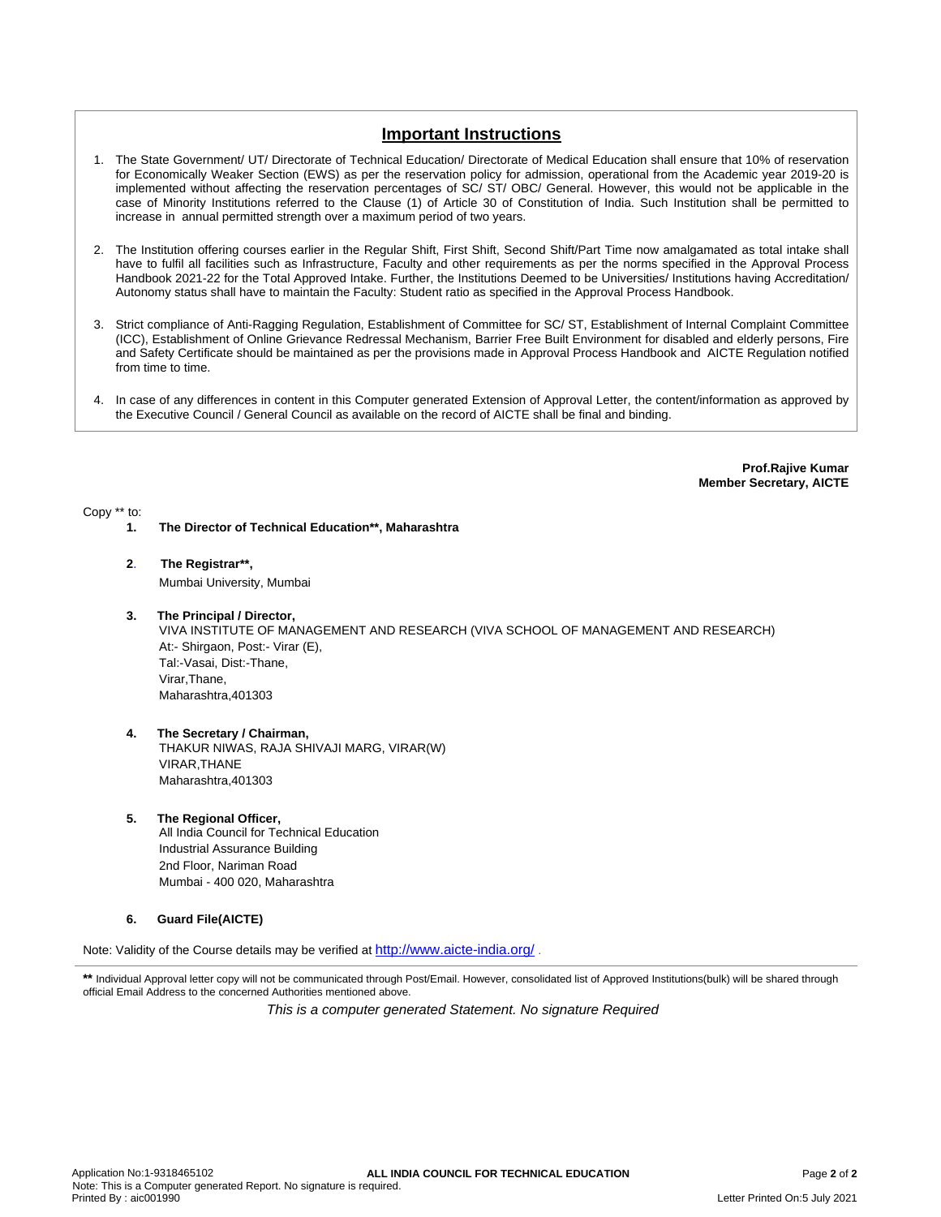## Important Instructions

1. The State Government/ UT/ Directorate of Technical Education/ Directorate of Medical Education shall ensure that 10% of reservation for Economically Weaker Section (EWS) as per the reservation policy for admission, operational from the Academic year 2019-20 is implemented without affecting the reservation percentages of SC/ ST/ OBC/ General. However, this would not be applicable in the case of Minority Institutions referred to the Clause (1) of Article 30 of Constitution of India. Such Institution shall be permitted to increase in annual permitted strength over a maximum period of two years.

2. The Institution offering courses earlier in the Regular Shift, First Shift, Second Shift/Part Time now amalgamated as total intake shall have to fulfil all facilities such as Infrastructure, Faculty and other requirements as per the norms specified in the Approval Process Handbook 2021-22 for the Total Approved Intake. Further, the Institutions Deemed to be Universities/ Institutions having Accreditation/ Autonomy status shall have to maintain the Faculty: Student ratio as specified in the Approval Process Handbook.

3. Strict compliance of Anti-Ragging Regulation, Establishment of Committee for SC/ ST, Establishment of Internal Complaint Committee (ICC), Establishment of Online Grievance Redressal Mechanism, Barrier Free Built Environment for disabled and elderly persons, Fire and Safety Certificate should be maintained as per the provisions made in Approval Process Handbook and AICTE Regulation notified from time to time.

4. In case of any differences in content in this Computer generated Extension of Approval Letter, the content/information as approved by the Executive Council / General Council as available on the record of AICTE shall be final and binding.

**Prof.Rajive Kumar**
**Member Secretary, AICTE**

Copy ** to:

1. **The Director of Technical Education**, Maharashtra**

2. **The Registrar**,**
   Mumbai University, Mumbai

3. **The Principal / Director,**
   VIVA INSTITUTE OF MANAGEMENT AND RESEARCH (VIVA SCHOOL OF MANAGEMENT AND RESEARCH)
   At:- Shirgaon, Post:- Virar (E),
   Tal:-Vasai, Dist:-Thane,
   Virar,Thane,
   Maharashtra,401303

4. **The Secretary / Chairman,**
   THAKUR NIWAS, RAJA SHIVAJI MARG, VIRAR(W)
   VIRAR,THANE
   Maharashtra,401303

5. **The Regional Officer,**
   All India Council for Technical Education
   Industrial Assurance Building
   2nd Floor, Nariman Road
   Mumbai - 400 020, Maharashtra

6. **Guard File(AICTE)**

Note: Validity of the Course details may be verified at http://www.aicte-india.org/ .

**\*\*** Individual Approval letter copy will not be communicated through Post/Email. However, consolidated list of Approved Institutions(bulk) will be shared through official Email Address to the concerned Authorities mentioned above.

*This is a computer generated Statement. No signature Required*

Application No:1-9318465102
**ALL INDIA COUNCIL FOR TECHNICAL EDUCATION**
Note: This is a Computer generated Report. No signature is required.
Printed By : aic001990
Letter Printed On:5 July 2021